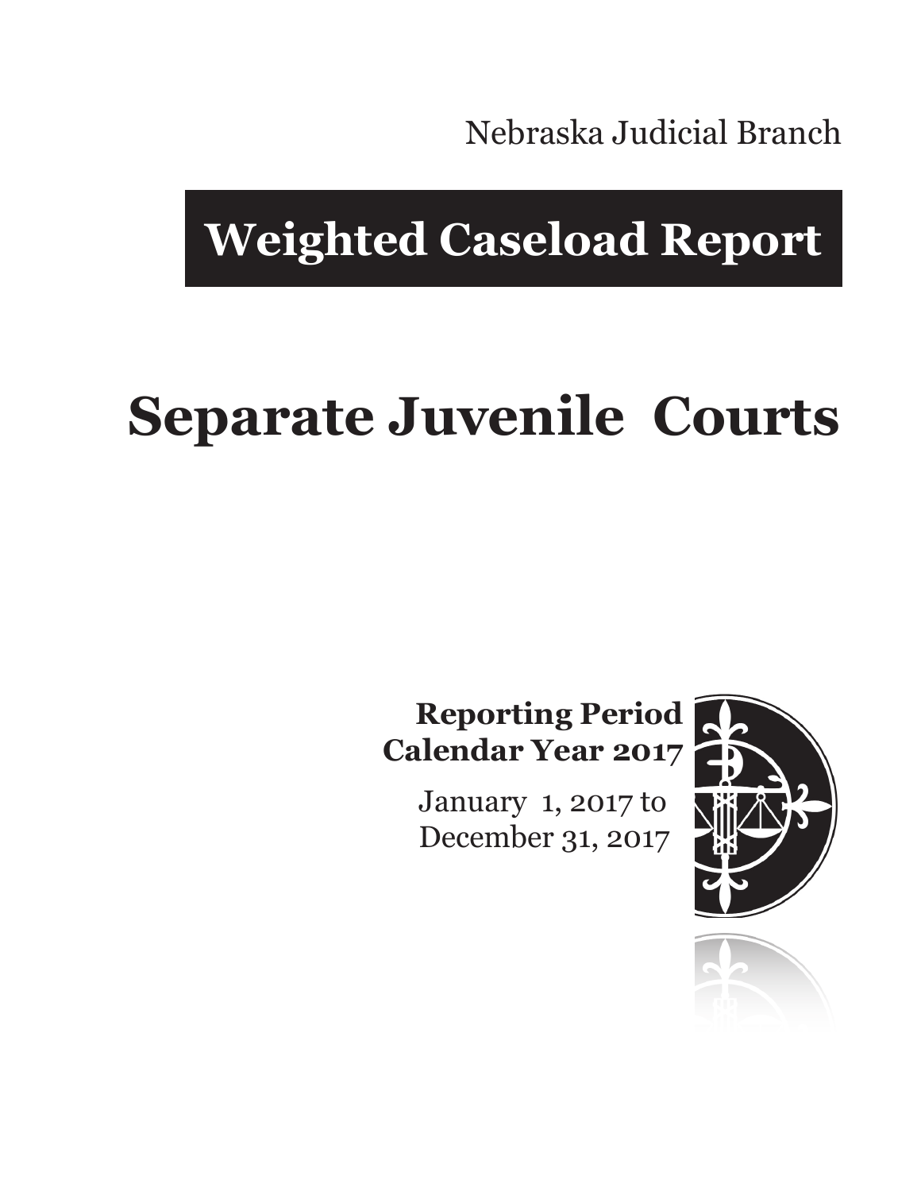Nebraska Judicial Branch

# Weighted Caseload Report

# Separate Juvenile Courts

**Reporting Period**
**Calendar Year 2017**

January 1, 2017 to
December 31, 2017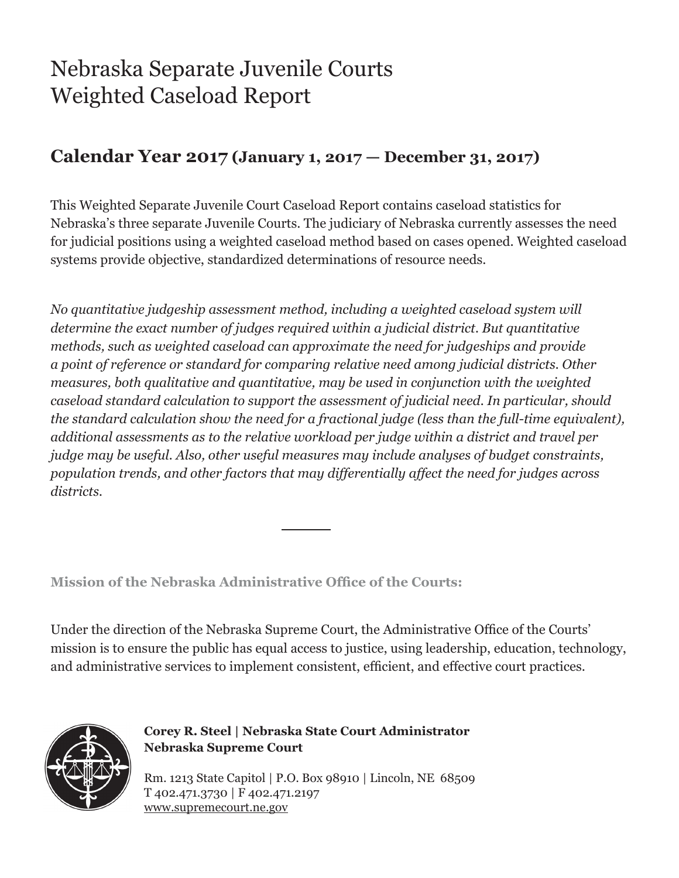# Nebraska Separate Juvenile Courts
# Weighted Caseload Report

## **Calendar Year 2017 (January 1, 2017 — December 31, 2017)**

This Weighted Separate Juvenile Court Caseload Report contains caseload statistics for Nebraska's three separate Juvenile Courts. The judiciary of Nebraska currently assesses the need for judicial positions using a weighted caseload method based on cases opened. Weighted caseload systems provide objective, standardized determinations of resource needs.

*No quantitative judgeship assessment method, including a weighted caseload system will determine the exact number of judges required within a judicial district. But quantitative methods, such as weighted caseload can approximate the need for judgeships and provide a point of reference or standard for comparing relative need among judicial districts. Other measures, both qualitative and quantitative, may be used in conjunction with the weighted caseload standard calculation to support the assessment of judicial need. In particular, should the standard calculation show the need for a fractional judge (less than the full-time equivalent), additional assessments as to the relative workload per judge within a district and travel per judge may be useful. Also, other useful measures may include analyses of budget constraints, population trends, and other factors that may differentially affect the need for judges across districts.*

---

**Mission of the Nebraska Administrative Office of the Courts:**

Under the direction of the Nebraska Supreme Court, the Administrative Office of the Courts' mission is to ensure the public has equal access to justice, using leadership, education, technology, and administrative services to implement consistent, efficient, and effective court practices.

**Corey R. Steel | Nebraska State Court Administrator**
**Nebraska Supreme Court**

Rm. 1213 State Capitol | P.O. Box 98910 | Lincoln, NE 68509
T 402.471.3730 | F 402.471.2197
www.supremecourt.ne.gov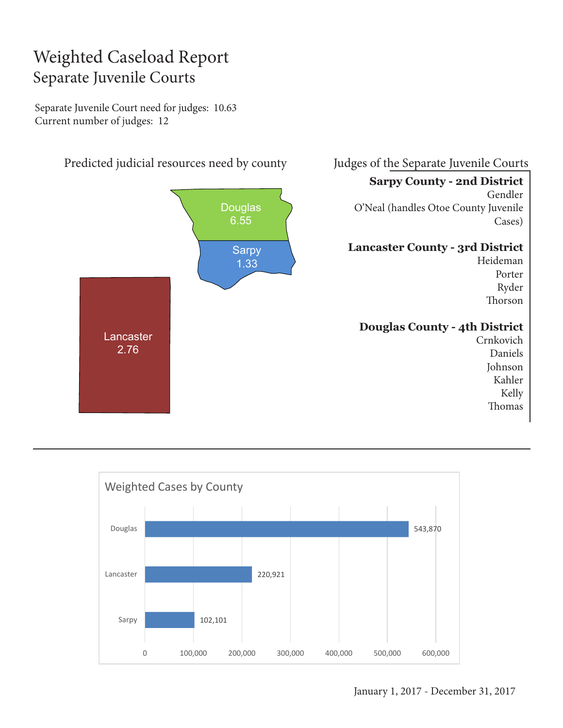# Weighted Caseload Report

## Separate Juvenile Courts

Separate Juvenile Court need for judges: 10.63
Current number of judges: 12

### Predicted judicial resources need by county

Douglas
6.55

Sarpy
1.33

Lancaster
2.76

### Judges of the Separate Juvenile Courts

**Sarpy County - 2nd District**
Gendler
O'Neal (handles Otoe County Juvenile Cases)

**Lancaster County - 3rd District**
Heideman
Porter
Ryder
Thorson

**Douglas County - 4th District**
Crnkovich
Daniels
Johnson
Kahler
Kelly
Thomas

---

Weighted Cases by County

Douglas
543,870

Lancaster
220,921

Sarpy
102,101

0
100,000
200,000
300,000
400,000
500,000
600,000

January 1, 2017 - December 31, 2017